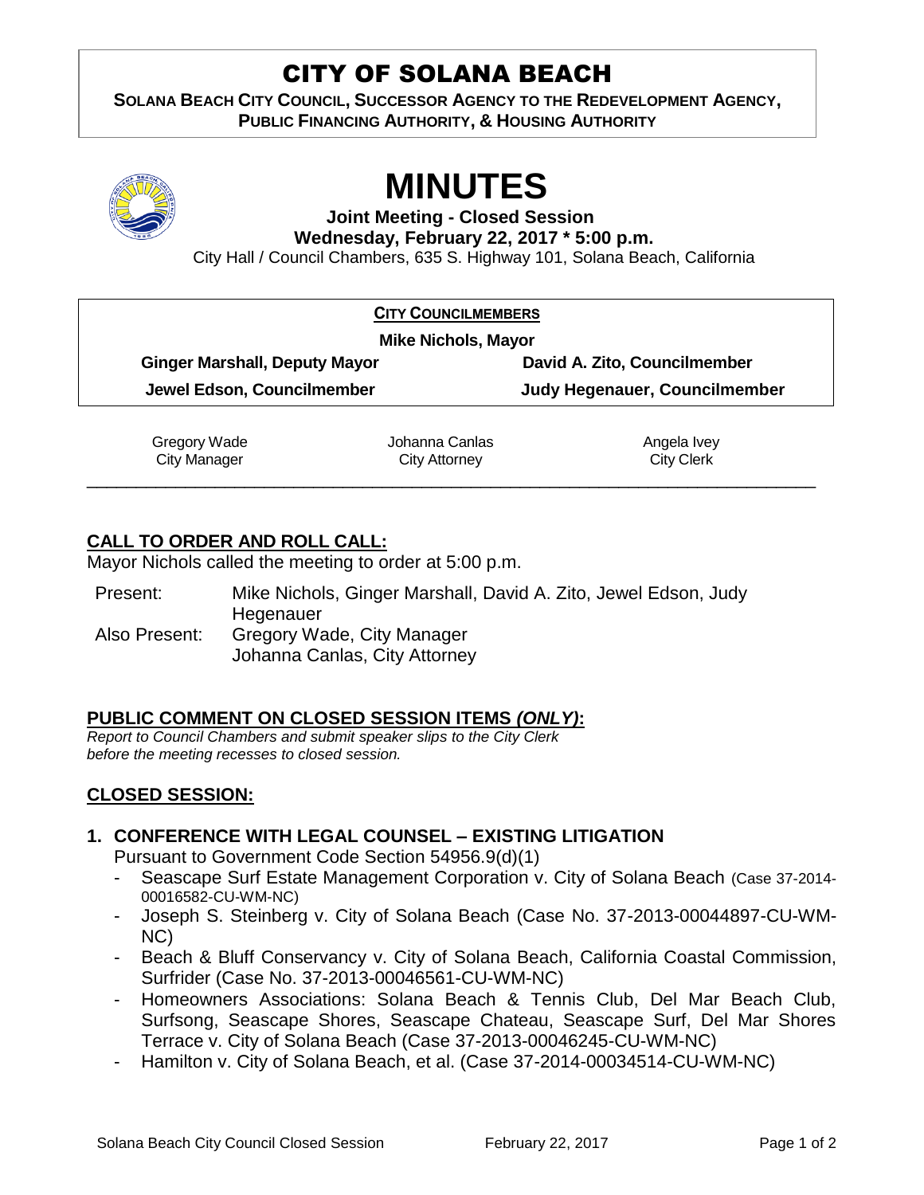# CITY OF SOLANA BEACH

**SOLANA BEACH CITY COUNCIL, SUCCESSOR AGENCY TO THE REDEVELOPMENT AGENCY, PUBLIC FINANCING AUTHORITY, & HOUSING AUTHORITY**

# MINUTES

**Joint Meeting - Closed Session**
**Wednesday, February 22, 2017 * 5:00 p.m.**
City Hall / Council Chambers, 635 S. Highway 101, Solana Beach, California

**CITY COUNCILMEMBERS**

**Mike Nichols, Mayor**

| | |
|---|---|
| **Ginger Marshall, Deputy Mayor** | **David A. Zito, Councilmember** |
| **Jewel Edson, Councilmember** | **Judy Hegenauer, Councilmember** |

| | | |
|---|---|---|
| Gregory Wade<br>City Manager | Johanna Canlas<br>City Attorney | Angela Ivey<br>City Clerk |

## CALL TO ORDER AND ROLL CALL:

Mayor Nichols called the meeting to order at 5:00 p.m.

Present: Mike Nichols, Ginger Marshall, David A. Zito, Jewel Edson, Judy Hegenauer
Also Present: Gregory Wade, City Manager
Johanna Canlas, City Attorney

## PUBLIC COMMENT ON CLOSED SESSION ITEMS *(ONLY)*:

*Report to Council Chambers and submit speaker slips to the City Clerk before the meeting recesses to closed session.*

## CLOSED SESSION:

**1. CONFERENCE WITH LEGAL COUNSEL – EXISTING LITIGATION**

Pursuant to Government Code Section 54956.9(d)(1)

- Seascape Surf Estate Management Corporation v. City of Solana Beach (Case 37-2014-00016582-CU-WM-NC)
- Joseph S. Steinberg v. City of Solana Beach (Case No. 37-2013-00044897-CU-WM-NC)
- Beach & Bluff Conservancy v. City of Solana Beach, California Coastal Commission, Surfrider (Case No. 37-2013-00046561-CU-WM-NC)
- Homeowners Associations: Solana Beach & Tennis Club, Del Mar Beach Club, Surfsong, Seascape Shores, Seascape Chateau, Seascape Surf, Del Mar Shores Terrace v. City of Solana Beach (Case 37-2013-00046245-CU-WM-NC)
- Hamilton v. City of Solana Beach, et al. (Case 37-2014-00034514-CU-WM-NC)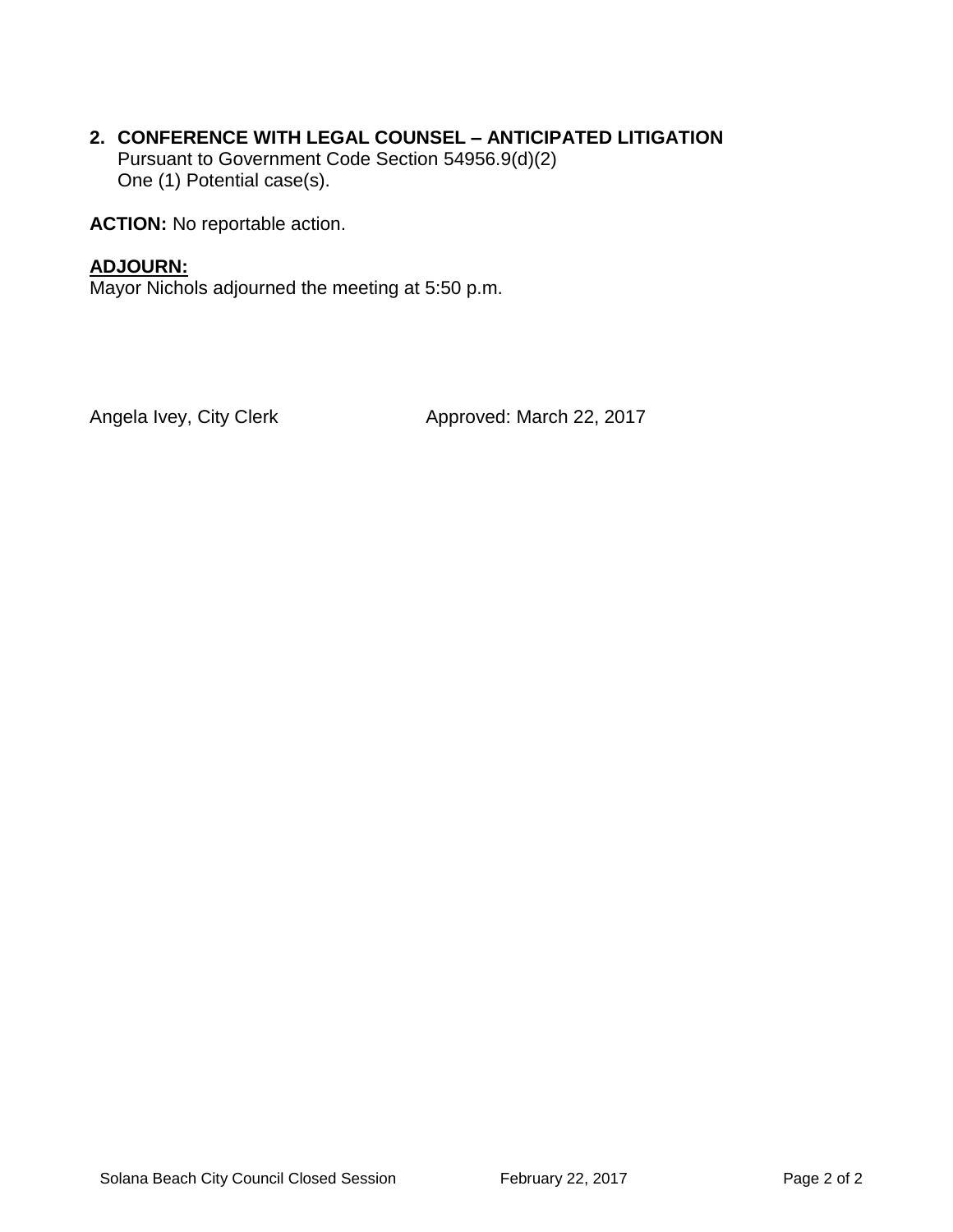**2. CONFERENCE WITH LEGAL COUNSEL – ANTICIPATED LITIGATION**
Pursuant to Government Code Section 54956.9(d)(2)
One (1) Potential case(s).

**ACTION:** No reportable action.

**ADJOURN:**
Mayor Nichols adjourned the meeting at 5:50 p.m.

Angela Ivey, City Clerk Approved: March 22, 2017